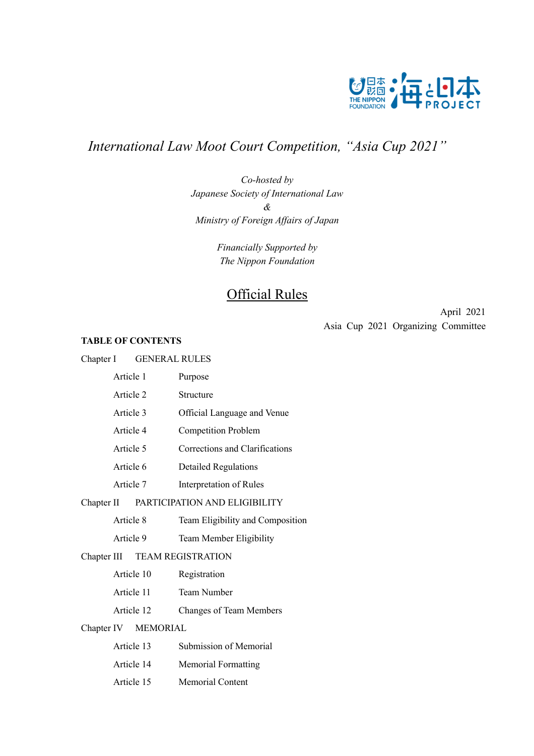# *International Law Moot Court Competition, "Asia Cup 2021"*

*Co-hosted by*
*Japanese Society of International Law*
*&*
*Ministry of Foreign Affairs of Japan*

*Financially Supported by*
*The Nippon Foundation*

## Official Rules

April 2021
Asia Cup 2021 Organizing Committee

**TABLE OF CONTENTS**

Chapter I GENERAL RULES

- Article 1 Purpose
- Article 2 Structure
- Article 3 Official Language and Venue
- Article 4 Competition Problem
- Article 5 Corrections and Clarifications
- Article 6 Detailed Regulations
- Article 7 Interpretation of Rules

Chapter II PARTICIPATION AND ELIGIBILITY

- Article 8 Team Eligibility and Composition
- Article 9 Team Member Eligibility

Chapter III TEAM REGISTRATION

- Article 10 Registration
- Article 11 Team Number
- Article 12 Changes of Team Members

Chapter IV MEMORIAL

- Article 13 Submission of Memorial
- Article 14 Memorial Formatting
- Article 15 Memorial Content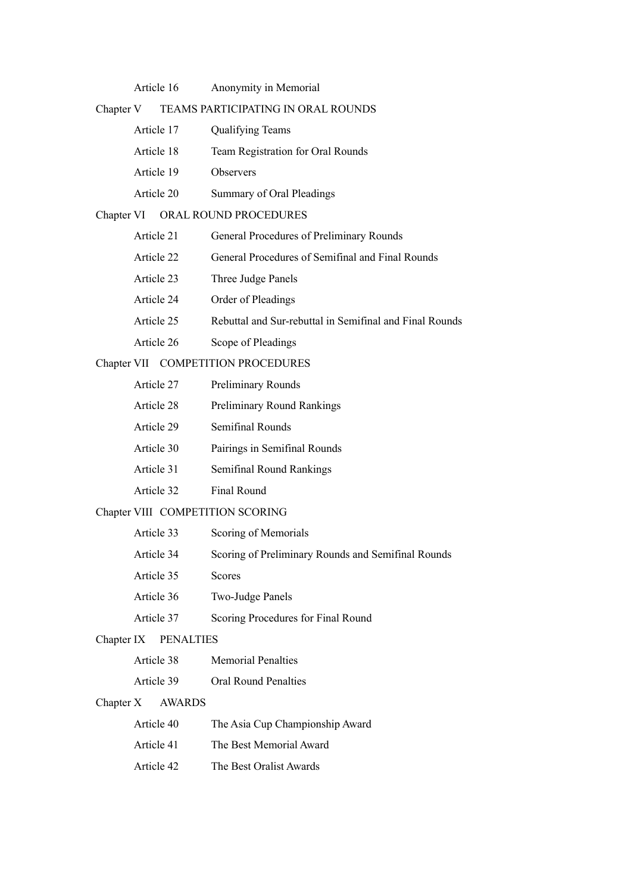Article 16 Anonymity in Memorial

Chapter V TEAMS PARTICIPATING IN ORAL ROUNDS

Article 17 Qualifying Teams

Article 18 Team Registration for Oral Rounds

Article 19 Observers

Article 20 Summary of Oral Pleadings

Chapter VI ORAL ROUND PROCEDURES

Article 21 General Procedures of Preliminary Rounds

Article 22 General Procedures of Semifinal and Final Rounds

Article 23 Three Judge Panels

Article 24 Order of Pleadings

Article 25 Rebuttal and Sur-rebuttal in Semifinal and Final Rounds

Article 26 Scope of Pleadings

Chapter VII COMPETITION PROCEDURES

Article 27 Preliminary Rounds

Article 28 Preliminary Round Rankings

Article 29 Semifinal Rounds

Article 30 Pairings in Semifinal Rounds

Article 31 Semifinal Round Rankings

Article 32 Final Round

Chapter VIII COMPETITION SCORING

Article 33 Scoring of Memorials

Article 34 Scoring of Preliminary Rounds and Semifinal Rounds

Article 35 Scores

Article 36 Two-Judge Panels

Article 37 Scoring Procedures for Final Round

Chapter IX PENALTIES

Article 38 Memorial Penalties

Article 39 Oral Round Penalties

Chapter X AWARDS

Article 40 The Asia Cup Championship Award

Article 41 The Best Memorial Award

Article 42 The Best Oralist Awards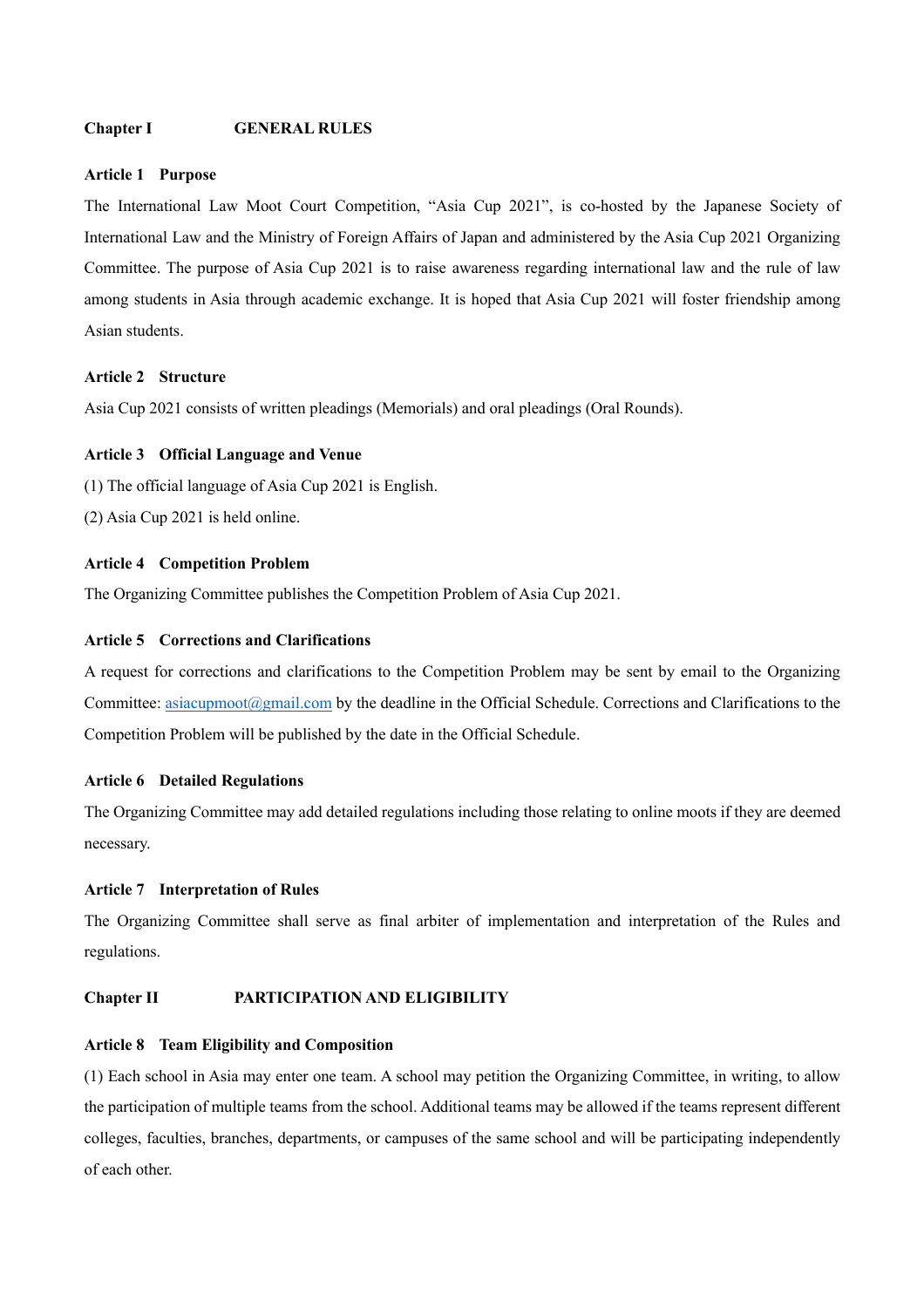## Chapter I GENERAL RULES

### Article 1 Purpose

The International Law Moot Court Competition, "Asia Cup 2021", is co-hosted by the Japanese Society of International Law and the Ministry of Foreign Affairs of Japan and administered by the Asia Cup 2021 Organizing Committee. The purpose of Asia Cup 2021 is to raise awareness regarding international law and the rule of law among students in Asia through academic exchange. It is hoped that Asia Cup 2021 will foster friendship among Asian students.

### Article 2 Structure

Asia Cup 2021 consists of written pleadings (Memorials) and oral pleadings (Oral Rounds).

### Article 3 Official Language and Venue

(1) The official language of Asia Cup 2021 is English.

(2) Asia Cup 2021 is held online.

### Article 4 Competition Problem

The Organizing Committee publishes the Competition Problem of Asia Cup 2021.

### Article 5 Corrections and Clarifications

A request for corrections and clarifications to the Competition Problem may be sent by email to the Organizing Committee: asiacupmoot@gmail.com by the deadline in the Official Schedule. Corrections and Clarifications to the Competition Problem will be published by the date in the Official Schedule.

### Article 6 Detailed Regulations

The Organizing Committee may add detailed regulations including those relating to online moots if they are deemed necessary.

### Article 7 Interpretation of Rules

The Organizing Committee shall serve as final arbiter of implementation and interpretation of the Rules and regulations.

## Chapter II PARTICIPATION AND ELIGIBILITY

### Article 8 Team Eligibility and Composition

(1) Each school in Asia may enter one team. A school may petition the Organizing Committee, in writing, to allow the participation of multiple teams from the school. Additional teams may be allowed if the teams represent different colleges, faculties, branches, departments, or campuses of the same school and will be participating independently of each other.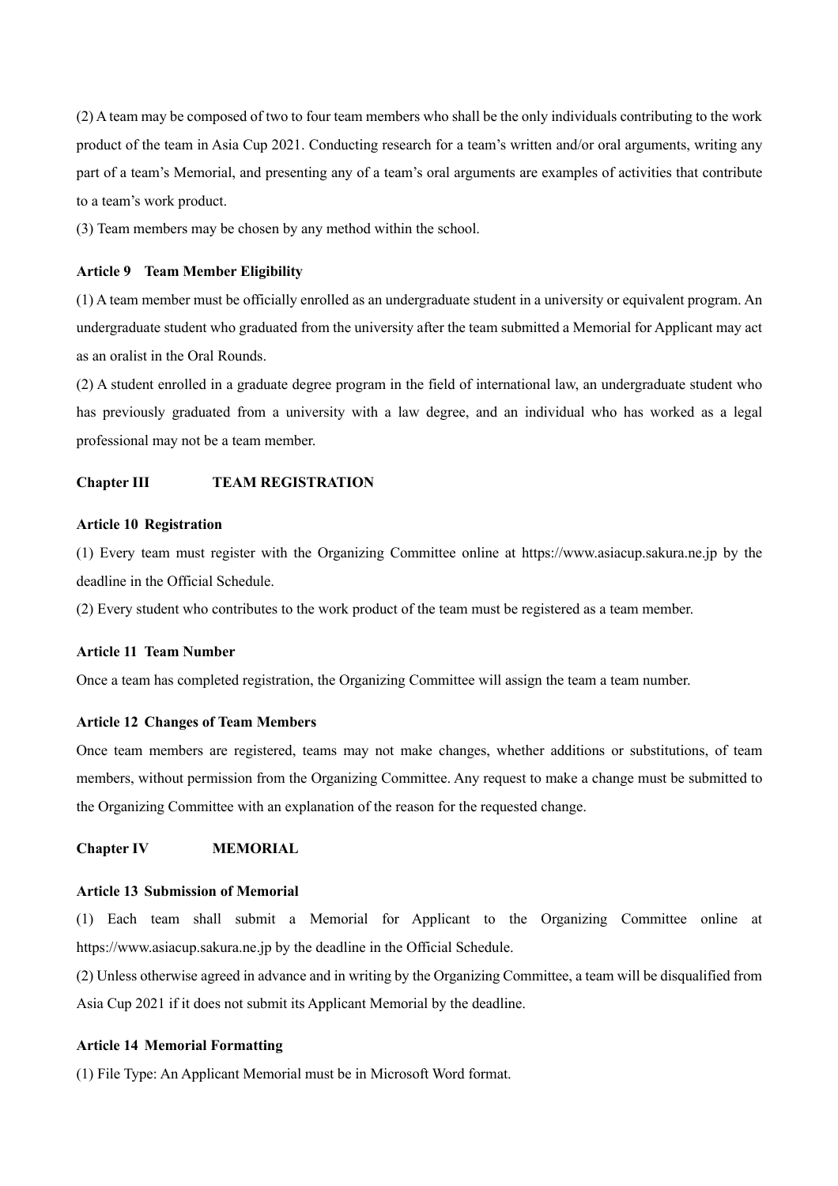(2) A team may be composed of two to four team members who shall be the only individuals contributing to the work product of the team in Asia Cup 2021. Conducting research for a team's written and/or oral arguments, writing any part of a team's Memorial, and presenting any of a team's oral arguments are examples of activities that contribute to a team's work product.

(3) Team members may be chosen by any method within the school.

#### Article 9 Team Member Eligibility

(1) A team member must be officially enrolled as an undergraduate student in a university or equivalent program. An undergraduate student who graduated from the university after the team submitted a Memorial for Applicant may act as an oralist in the Oral Rounds.

(2) A student enrolled in a graduate degree program in the field of international law, an undergraduate student who has previously graduated from a university with a law degree, and an individual who has worked as a legal professional may not be a team member.

### Chapter III TEAM REGISTRATION

#### Article 10 Registration

(1) Every team must register with the Organizing Committee online at https://www.asiacup.sakura.ne.jp by the deadline in the Official Schedule.

(2) Every student who contributes to the work product of the team must be registered as a team member.

#### Article 11 Team Number

Once a team has completed registration, the Organizing Committee will assign the team a team number.

#### Article 12 Changes of Team Members

Once team members are registered, teams may not make changes, whether additions or substitutions, of team members, without permission from the Organizing Committee. Any request to make a change must be submitted to the Organizing Committee with an explanation of the reason for the requested change.

### Chapter IV MEMORIAL

#### Article 13 Submission of Memorial

(1) Each team shall submit a Memorial for Applicant to the Organizing Committee online at https://www.asiacup.sakura.ne.jp by the deadline in the Official Schedule.

(2) Unless otherwise agreed in advance and in writing by the Organizing Committee, a team will be disqualified from Asia Cup 2021 if it does not submit its Applicant Memorial by the deadline.

#### Article 14 Memorial Formatting

(1) File Type: An Applicant Memorial must be in Microsoft Word format.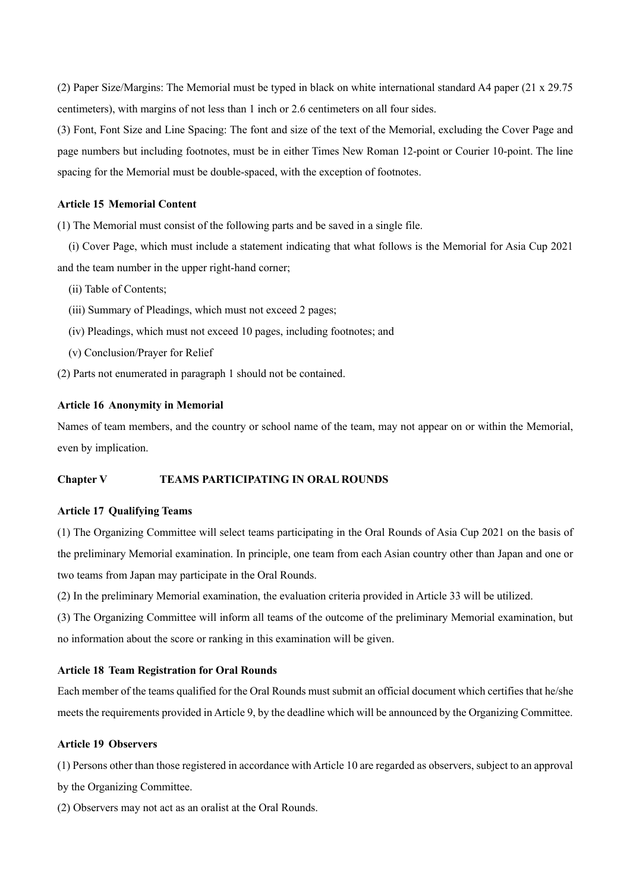(2) Paper Size/Margins: The Memorial must be typed in black on white international standard A4 paper (21 x 29.75 centimeters), with margins of not less than 1 inch or 2.6 centimeters on all four sides.

(3) Font, Font Size and Line Spacing: The font and size of the text of the Memorial, excluding the Cover Page and page numbers but including footnotes, must be in either Times New Roman 12-point or Courier 10-point. The line spacing for the Memorial must be double-spaced, with the exception of footnotes.

**Article 15 Memorial Content**

(1) The Memorial must consist of the following parts and be saved in a single file.

(i) Cover Page, which must include a statement indicating that what follows is the Memorial for Asia Cup 2021 and the team number in the upper right-hand corner;

(ii) Table of Contents;

(iii) Summary of Pleadings, which must not exceed 2 pages;

(iv) Pleadings, which must not exceed 10 pages, including footnotes; and

(v) Conclusion/Prayer for Relief

(2) Parts not enumerated in paragraph 1 should not be contained.

**Article 16 Anonymity in Memorial**

Names of team members, and the country or school name of the team, may not appear on or within the Memorial, even by implication.

## Chapter V TEAMS PARTICIPATING IN ORAL ROUNDS

**Article 17 Qualifying Teams**

(1) The Organizing Committee will select teams participating in the Oral Rounds of Asia Cup 2021 on the basis of the preliminary Memorial examination. In principle, one team from each Asian country other than Japan and one or two teams from Japan may participate in the Oral Rounds.

(2) In the preliminary Memorial examination, the evaluation criteria provided in Article 33 will be utilized.

(3) The Organizing Committee will inform all teams of the outcome of the preliminary Memorial examination, but no information about the score or ranking in this examination will be given.

**Article 18 Team Registration for Oral Rounds**

Each member of the teams qualified for the Oral Rounds must submit an official document which certifies that he/she meets the requirements provided in Article 9, by the deadline which will be announced by the Organizing Committee.

**Article 19 Observers**

(1) Persons other than those registered in accordance with Article 10 are regarded as observers, subject to an approval by the Organizing Committee.

(2) Observers may not act as an oralist at the Oral Rounds.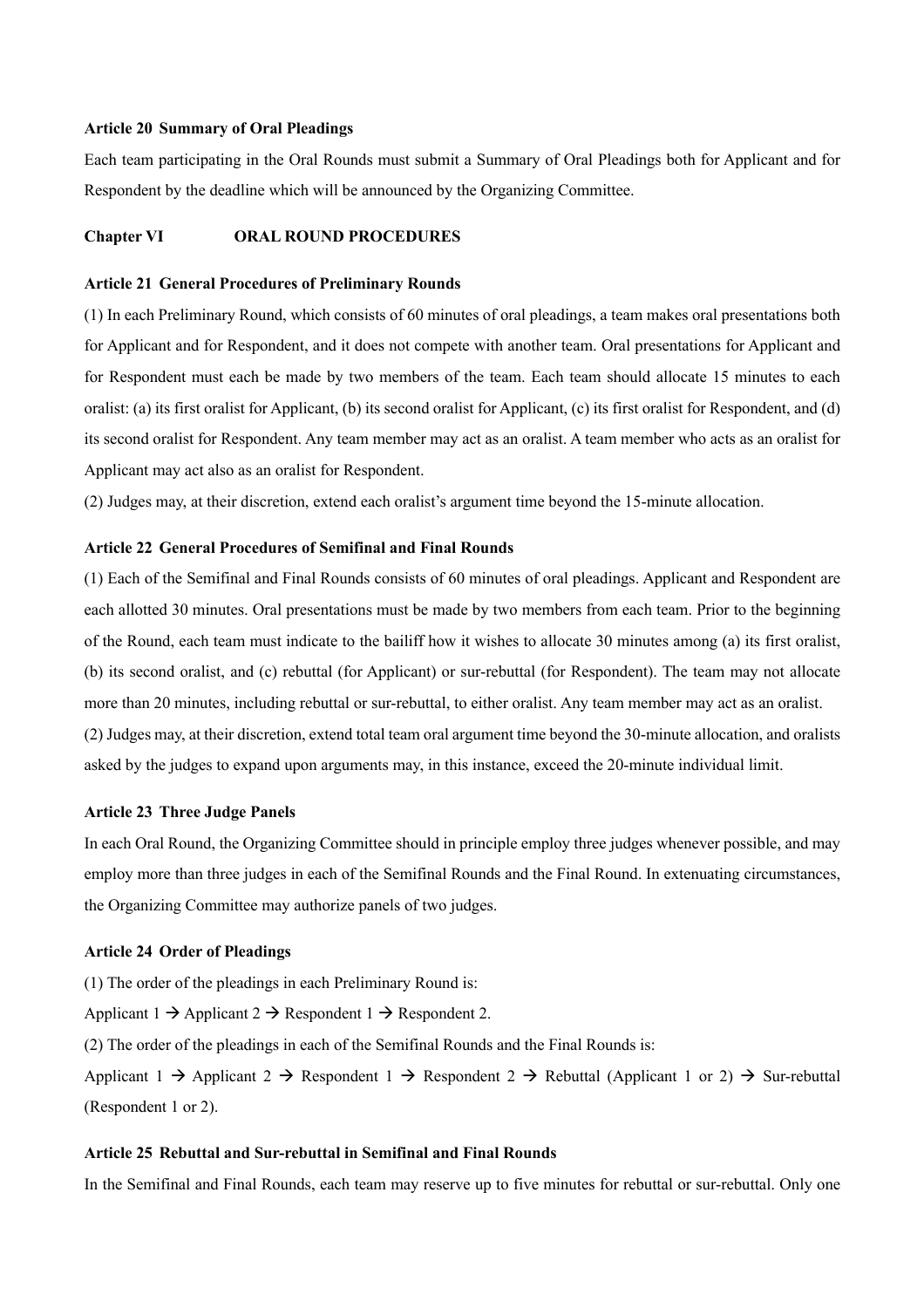**Article 20 Summary of Oral Pleadings**

Each team participating in the Oral Rounds must submit a Summary of Oral Pleadings both for Applicant and for Respondent by the deadline which will be announced by the Organizing Committee.

## Chapter VI ORAL ROUND PROCEDURES

**Article 21 General Procedures of Preliminary Rounds**

(1) In each Preliminary Round, which consists of 60 minutes of oral pleadings, a team makes oral presentations both for Applicant and for Respondent, and it does not compete with another team. Oral presentations for Applicant and for Respondent must each be made by two members of the team. Each team should allocate 15 minutes to each oralist: (a) its first oralist for Applicant, (b) its second oralist for Applicant, (c) its first oralist for Respondent, and (d) its second oralist for Respondent. Any team member may act as an oralist. A team member who acts as an oralist for Applicant may act also as an oralist for Respondent.

(2) Judges may, at their discretion, extend each oralist's argument time beyond the 15-minute allocation.

**Article 22 General Procedures of Semifinal and Final Rounds**

(1) Each of the Semifinal and Final Rounds consists of 60 minutes of oral pleadings. Applicant and Respondent are each allotted 30 minutes. Oral presentations must be made by two members from each team. Prior to the beginning of the Round, each team must indicate to the bailiff how it wishes to allocate 30 minutes among (a) its first oralist, (b) its second oralist, and (c) rebuttal (for Applicant) or sur-rebuttal (for Respondent). The team may not allocate more than 20 minutes, including rebuttal or sur-rebuttal, to either oralist. Any team member may act as an oralist.

(2) Judges may, at their discretion, extend total team oral argument time beyond the 30-minute allocation, and oralists asked by the judges to expand upon arguments may, in this instance, exceed the 20-minute individual limit.

**Article 23 Three Judge Panels**

In each Oral Round, the Organizing Committee should in principle employ three judges whenever possible, and may employ more than three judges in each of the Semifinal Rounds and the Final Round. In extenuating circumstances, the Organizing Committee may authorize panels of two judges.

**Article 24 Order of Pleadings**

(1) The order of the pleadings in each Preliminary Round is:

Applicant 1 → Applicant 2 → Respondent 1 → Respondent 2.

(2) The order of the pleadings in each of the Semifinal Rounds and the Final Rounds is:

Applicant 1 → Applicant 2 → Respondent 1 → Respondent 2 → Rebuttal (Applicant 1 or 2) → Sur-rebuttal (Respondent 1 or 2).

**Article 25 Rebuttal and Sur-rebuttal in Semifinal and Final Rounds**

In the Semifinal and Final Rounds, each team may reserve up to five minutes for rebuttal or sur-rebuttal. Only one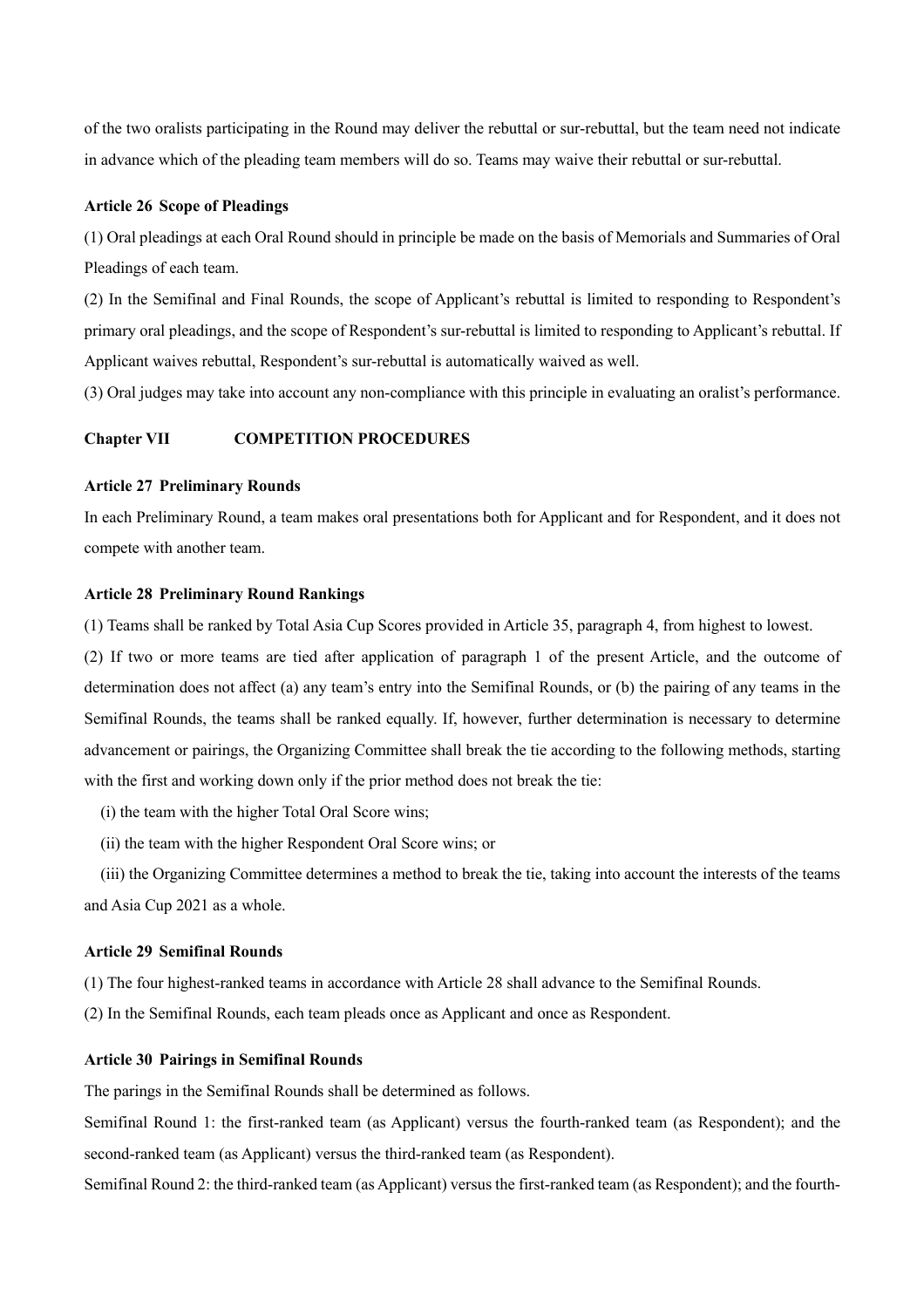of the two oralists participating in the Round may deliver the rebuttal or sur-rebuttal, but the team need not indicate in advance which of the pleading team members will do so. Teams may waive their rebuttal or sur-rebuttal.

**Article 26 Scope of Pleadings**

(1) Oral pleadings at each Oral Round should in principle be made on the basis of Memorials and Summaries of Oral Pleadings of each team.

(2) In the Semifinal and Final Rounds, the scope of Applicant's rebuttal is limited to responding to Respondent's primary oral pleadings, and the scope of Respondent's sur-rebuttal is limited to responding to Applicant's rebuttal. If Applicant waives rebuttal, Respondent's sur-rebuttal is automatically waived as well.

(3) Oral judges may take into account any non-compliance with this principle in evaluating an oralist's performance.

## Chapter VII COMPETITION PROCEDURES

**Article 27 Preliminary Rounds**

In each Preliminary Round, a team makes oral presentations both for Applicant and for Respondent, and it does not compete with another team.

**Article 28 Preliminary Round Rankings**

(1) Teams shall be ranked by Total Asia Cup Scores provided in Article 35, paragraph 4, from highest to lowest.

(2) If two or more teams are tied after application of paragraph 1 of the present Article, and the outcome of determination does not affect (a) any team's entry into the Semifinal Rounds, or (b) the pairing of any teams in the Semifinal Rounds, the teams shall be ranked equally. If, however, further determination is necessary to determine advancement or pairings, the Organizing Committee shall break the tie according to the following methods, starting with the first and working down only if the prior method does not break the tie:

(i) the team with the higher Total Oral Score wins;

(ii) the team with the higher Respondent Oral Score wins; or

(iii) the Organizing Committee determines a method to break the tie, taking into account the interests of the teams and Asia Cup 2021 as a whole.

**Article 29 Semifinal Rounds**

(1) The four highest-ranked teams in accordance with Article 28 shall advance to the Semifinal Rounds.

(2) In the Semifinal Rounds, each team pleads once as Applicant and once as Respondent.

**Article 30 Pairings in Semifinal Rounds**

The parings in the Semifinal Rounds shall be determined as follows.

Semifinal Round 1: the first-ranked team (as Applicant) versus the fourth-ranked team (as Respondent); and the second-ranked team (as Applicant) versus the third-ranked team (as Respondent).

Semifinal Round 2: the third-ranked team (as Applicant) versus the first-ranked team (as Respondent); and the fourth-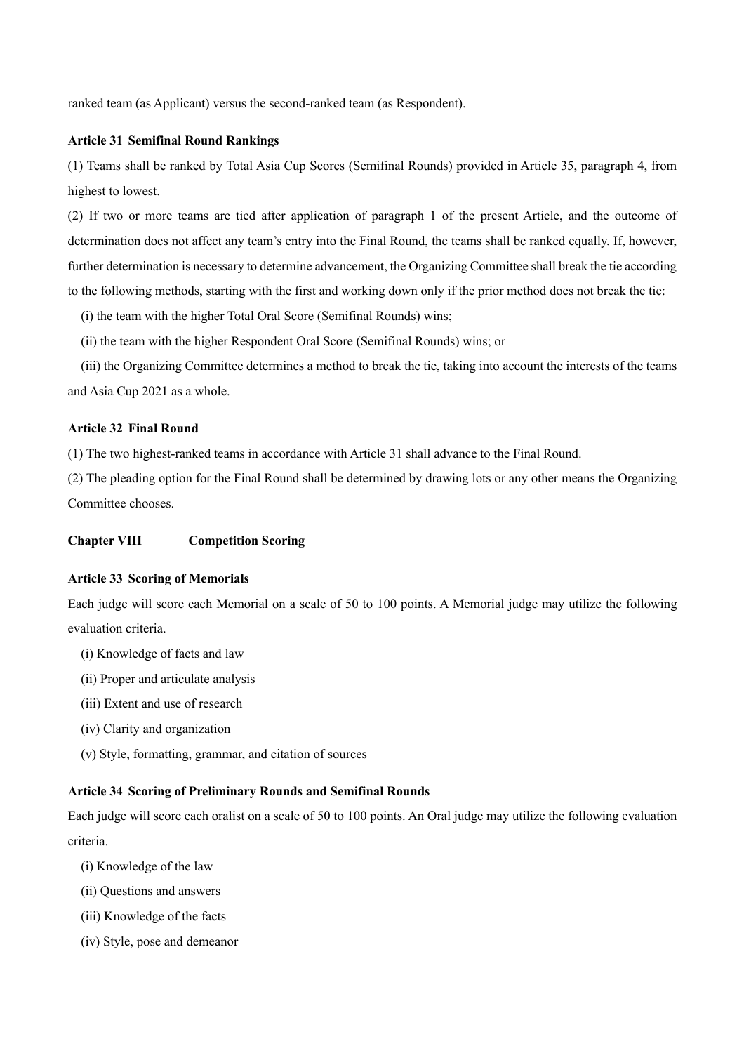ranked team (as Applicant) versus the second-ranked team (as Respondent).

**Article 31 Semifinal Round Rankings**

(1) Teams shall be ranked by Total Asia Cup Scores (Semifinal Rounds) provided in Article 35, paragraph 4, from highest to lowest.

(2) If two or more teams are tied after application of paragraph 1 of the present Article, and the outcome of determination does not affect any team's entry into the Final Round, the teams shall be ranked equally. If, however, further determination is necessary to determine advancement, the Organizing Committee shall break the tie according to the following methods, starting with the first and working down only if the prior method does not break the tie:

(i) the team with the higher Total Oral Score (Semifinal Rounds) wins;

(ii) the team with the higher Respondent Oral Score (Semifinal Rounds) wins; or

(iii) the Organizing Committee determines a method to break the tie, taking into account the interests of the teams and Asia Cup 2021 as a whole.

**Article 32 Final Round**

(1) The two highest-ranked teams in accordance with Article 31 shall advance to the Final Round.

(2) The pleading option for the Final Round shall be determined by drawing lots or any other means the Organizing Committee chooses.

## Chapter VIII Competition Scoring

**Article 33 Scoring of Memorials**

Each judge will score each Memorial on a scale of 50 to 100 points. A Memorial judge may utilize the following evaluation criteria.

(i) Knowledge of facts and law

(ii) Proper and articulate analysis

(iii) Extent and use of research

(iv) Clarity and organization

(v) Style, formatting, grammar, and citation of sources

**Article 34 Scoring of Preliminary Rounds and Semifinal Rounds**

Each judge will score each oralist on a scale of 50 to 100 points. An Oral judge may utilize the following evaluation criteria.

(i) Knowledge of the law

(ii) Questions and answers

(iii) Knowledge of the facts

(iv) Style, pose and demeanor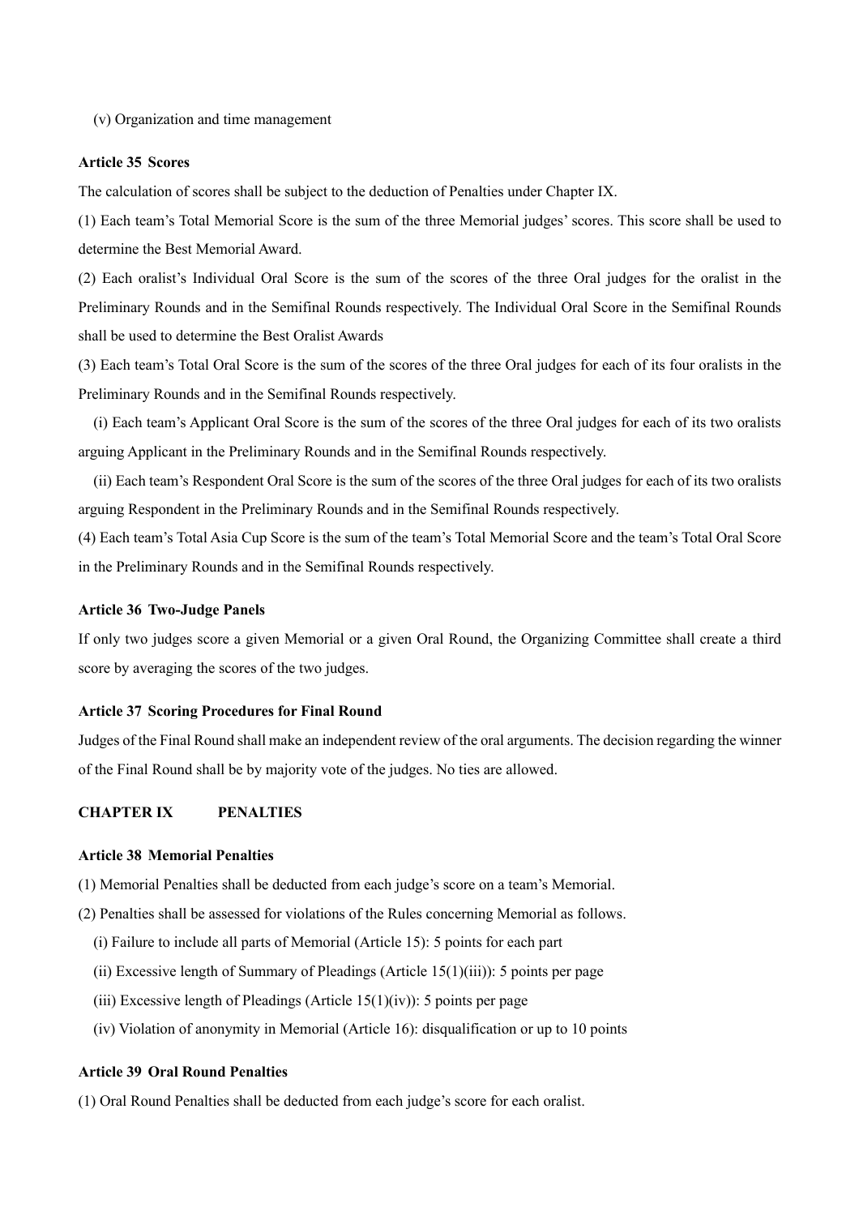(v) Organization and time management

**Article 35 Scores**

The calculation of scores shall be subject to the deduction of Penalties under Chapter IX.

(1) Each team's Total Memorial Score is the sum of the three Memorial judges' scores. This score shall be used to determine the Best Memorial Award.

(2) Each oralist's Individual Oral Score is the sum of the scores of the three Oral judges for the oralist in the Preliminary Rounds and in the Semifinal Rounds respectively. The Individual Oral Score in the Semifinal Rounds shall be used to determine the Best Oralist Awards

(3) Each team's Total Oral Score is the sum of the scores of the three Oral judges for each of its four oralists in the Preliminary Rounds and in the Semifinal Rounds respectively.

(i) Each team's Applicant Oral Score is the sum of the scores of the three Oral judges for each of its two oralists arguing Applicant in the Preliminary Rounds and in the Semifinal Rounds respectively.

(ii) Each team's Respondent Oral Score is the sum of the scores of the three Oral judges for each of its two oralists arguing Respondent in the Preliminary Rounds and in the Semifinal Rounds respectively.

(4) Each team's Total Asia Cup Score is the sum of the team's Total Memorial Score and the team's Total Oral Score in the Preliminary Rounds and in the Semifinal Rounds respectively.

**Article 36 Two-Judge Panels**

If only two judges score a given Memorial or a given Oral Round, the Organizing Committee shall create a third score by averaging the scores of the two judges.

**Article 37 Scoring Procedures for Final Round**

Judges of the Final Round shall make an independent review of the oral arguments. The decision regarding the winner of the Final Round shall be by majority vote of the judges. No ties are allowed.

## CHAPTER IX PENALTIES

**Article 38 Memorial Penalties**

(1) Memorial Penalties shall be deducted from each judge's score on a team's Memorial.

(2) Penalties shall be assessed for violations of the Rules concerning Memorial as follows.

(i) Failure to include all parts of Memorial (Article 15): 5 points for each part

(ii) Excessive length of Summary of Pleadings (Article 15(1)(iii)): 5 points per page

(iii) Excessive length of Pleadings (Article 15(1)(iv)): 5 points per page

(iv) Violation of anonymity in Memorial (Article 16): disqualification or up to 10 points

**Article 39 Oral Round Penalties**

(1) Oral Round Penalties shall be deducted from each judge's score for each oralist.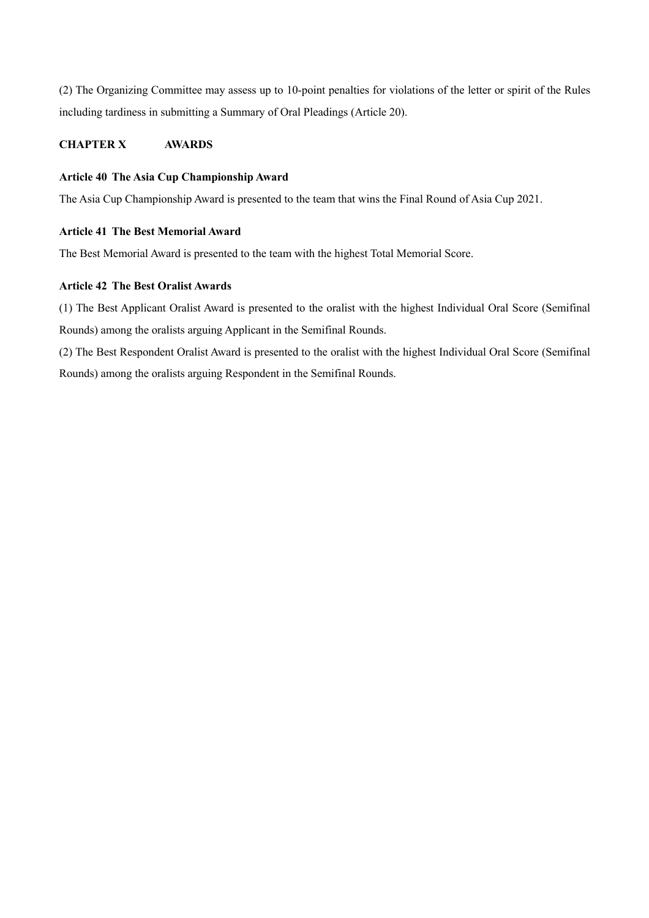(2) The Organizing Committee may assess up to 10-point penalties for violations of the letter or spirit of the Rules including tardiness in submitting a Summary of Oral Pleadings (Article 20).

## CHAPTER X AWARDS

### Article 40 The Asia Cup Championship Award

The Asia Cup Championship Award is presented to the team that wins the Final Round of Asia Cup 2021.

### Article 41 The Best Memorial Award

The Best Memorial Award is presented to the team with the highest Total Memorial Score.

### Article 42 The Best Oralist Awards

(1) The Best Applicant Oralist Award is presented to the oralist with the highest Individual Oral Score (Semifinal Rounds) among the oralists arguing Applicant in the Semifinal Rounds.

(2) The Best Respondent Oralist Award is presented to the oralist with the highest Individual Oral Score (Semifinal Rounds) among the oralists arguing Respondent in the Semifinal Rounds.